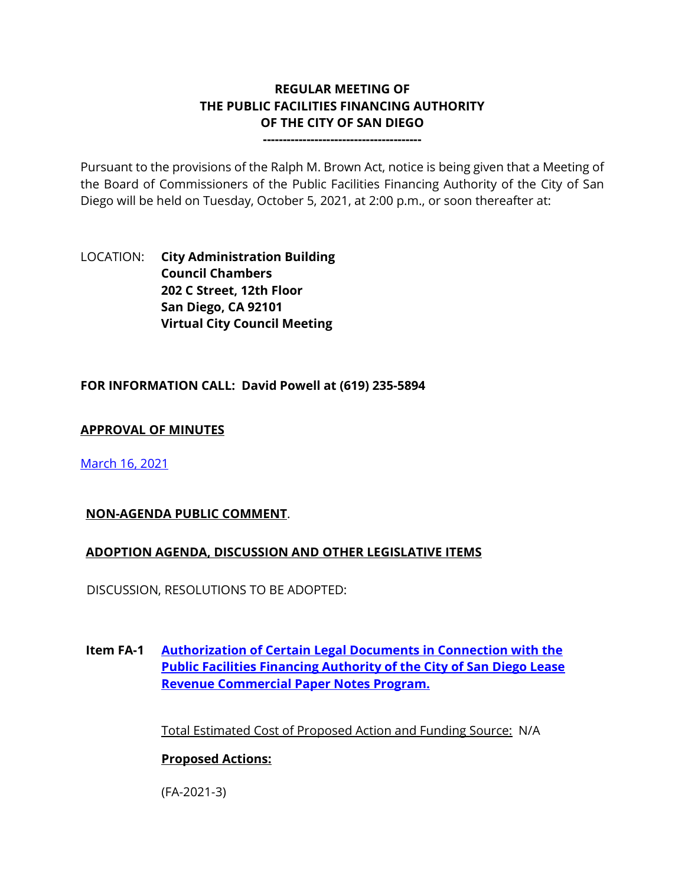# REGULAR MEETING OF
# THE PUBLIC FACILITIES FINANCING AUTHORITY
# OF THE CITY OF SAN DIEGO

---

Pursuant to the provisions of the Ralph M. Brown Act, notice is being given that a Meeting of the Board of Commissioners of the Public Facilities Financing Authority of the City of San Diego will be held on Tuesday, October 5, 2021, at 2:00 p.m., or soon thereafter at:

LOCATION: **City Administration Building**
**Council Chambers**
**202 C Street, 12th Floor**
**San Diego, CA 92101**
**Virtual City Council Meeting**

**FOR INFORMATION CALL: David Powell at (619) 235-5894**

**APPROVAL OF MINUTES**

March 16, 2021

**NON-AGENDA PUBLIC COMMENT**.

**ADOPTION AGENDA, DISCUSSION AND OTHER LEGISLATIVE ITEMS**

DISCUSSION, RESOLUTIONS TO BE ADOPTED:

**Item FA-1** **Authorization of Certain Legal Documents in Connection with the Public Facilities Financing Authority of the City of San Diego Lease Revenue Commercial Paper Notes Program.**

Total Estimated Cost of Proposed Action and Funding Source: N/A

**Proposed Actions:**

(FA-2021-3)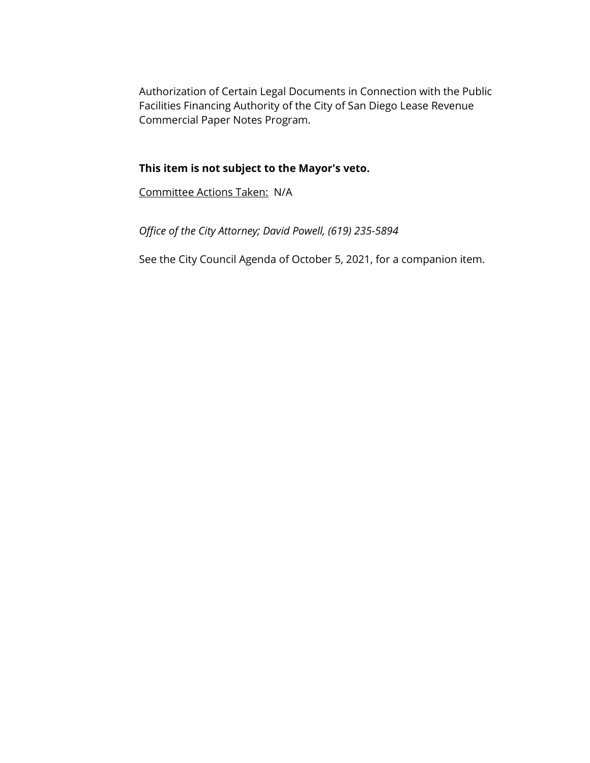Authorization of Certain Legal Documents in Connection with the Public Facilities Financing Authority of the City of San Diego Lease Revenue Commercial Paper Notes Program.

**This item is not subject to the Mayor's veto.**

<u>Committee Actions Taken:</u> N/A

*Office of the City Attorney; David Powell, (619) 235-5894*

See the City Council Agenda of October 5, 2021, for a companion item.